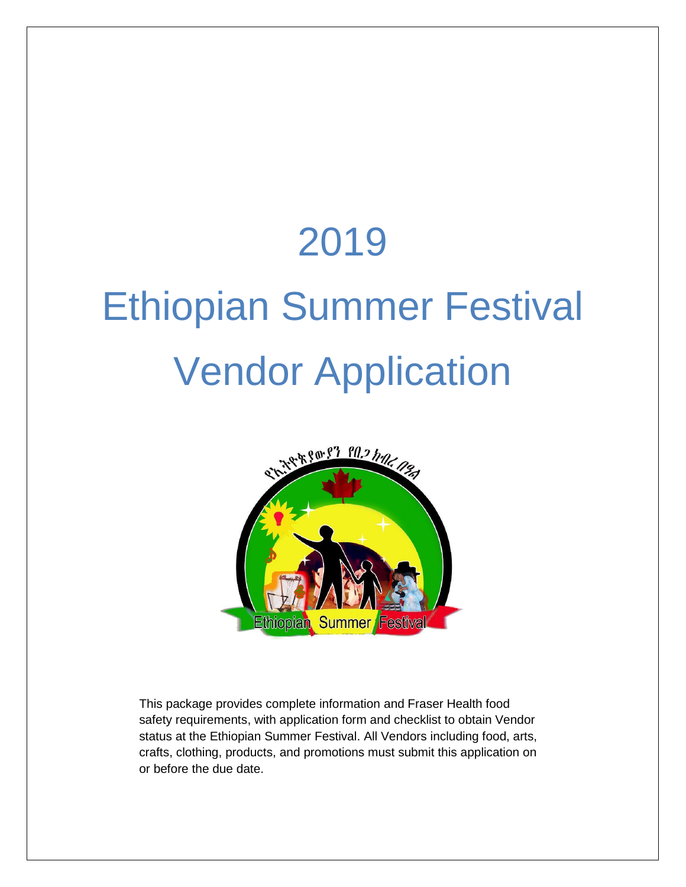# 2019

# Ethiopian Summer Festival Vendor Application

This package provides complete information and Fraser Health food safety requirements, with application form and checklist to obtain Vendor status at the Ethiopian Summer Festival. All Vendors including food, arts, crafts, clothing, products, and promotions must submit this application on or before the due date.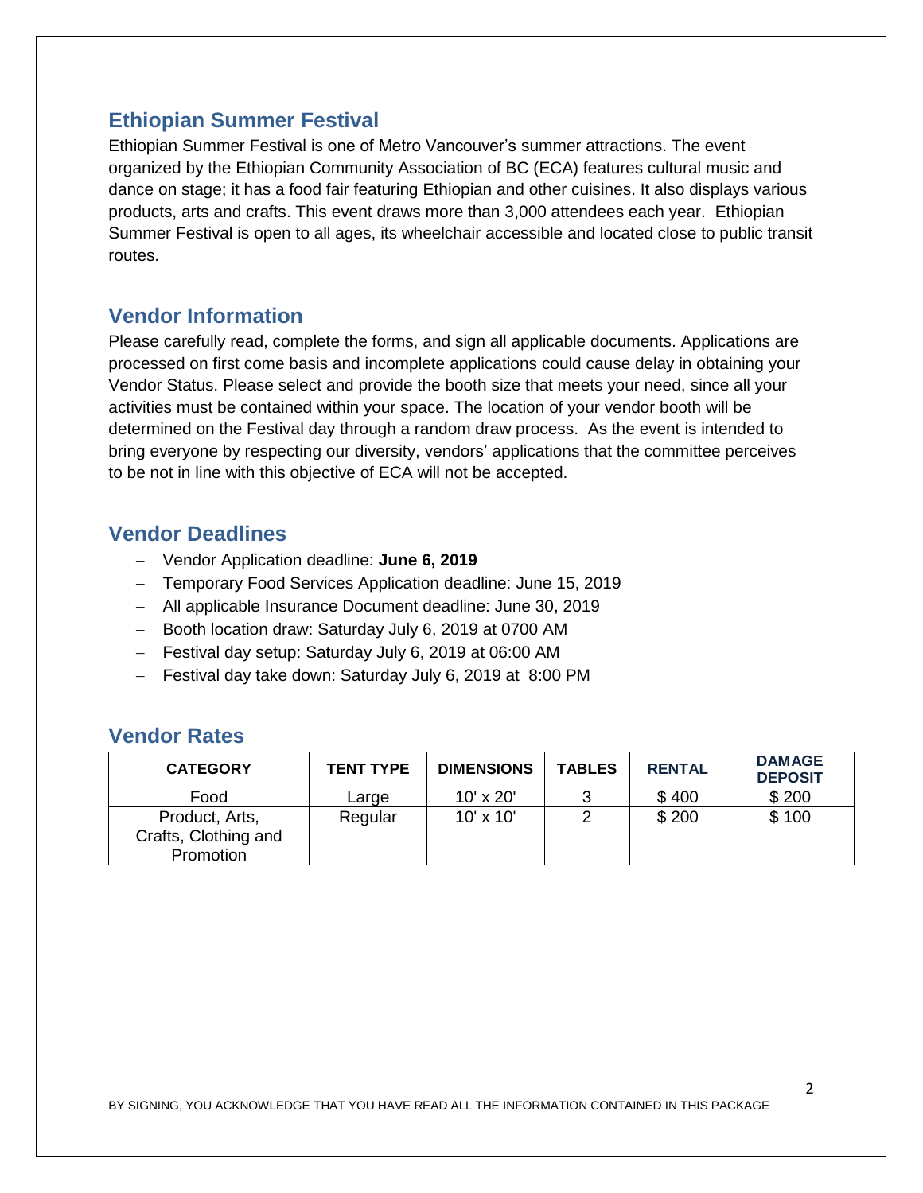## Ethiopian Summer Festival

Ethiopian Summer Festival is one of Metro Vancouver's summer attractions. The event organized by the Ethiopian Community Association of BC (ECA) features cultural music and dance on stage; it has a food fair featuring Ethiopian and other cuisines. It also displays various products, arts and crafts. This event draws more than 3,000 attendees each year. Ethiopian Summer Festival is open to all ages, its wheelchair accessible and located close to public transit routes.

## Vendor Information

Please carefully read, complete the forms, and sign all applicable documents. Applications are processed on first come basis and incomplete applications could cause delay in obtaining your Vendor Status. Please select and provide the booth size that meets your need, since all your activities must be contained within your space. The location of your vendor booth will be determined on the Festival day through a random draw process. As the event is intended to bring everyone by respecting our diversity, vendors' applications that the committee perceives to be not in line with this objective of ECA will not be accepted.

## Vendor Deadlines

- Vendor Application deadline: **June 6, 2019**
- Temporary Food Services Application deadline: June 15, 2019
- All applicable Insurance Document deadline: June 30, 2019
- Booth location draw: Saturday July 6, 2019 at 0700 AM
- Festival day setup: Saturday July 6, 2019 at 06:00 AM
- Festival day take down: Saturday July 6, 2019 at 8:00 PM

## Vendor Rates

| CATEGORY | TENT TYPE | DIMENSIONS | TABLES | RENTAL | DAMAGE DEPOSIT |
|---|---|---|---|---|---|
| Food | Large | 10' x 20' | 3 | $ 400 | $ 200 |
| Product, Arts, Crafts, Clothing and Promotion | Regular | 10' x 10' | 2 | $ 200 | $ 100 |

BY SIGNING, YOU ACKNOWLEDGE THAT YOU HAVE READ ALL THE INFORMATION CONTAINED IN THIS PACKAGE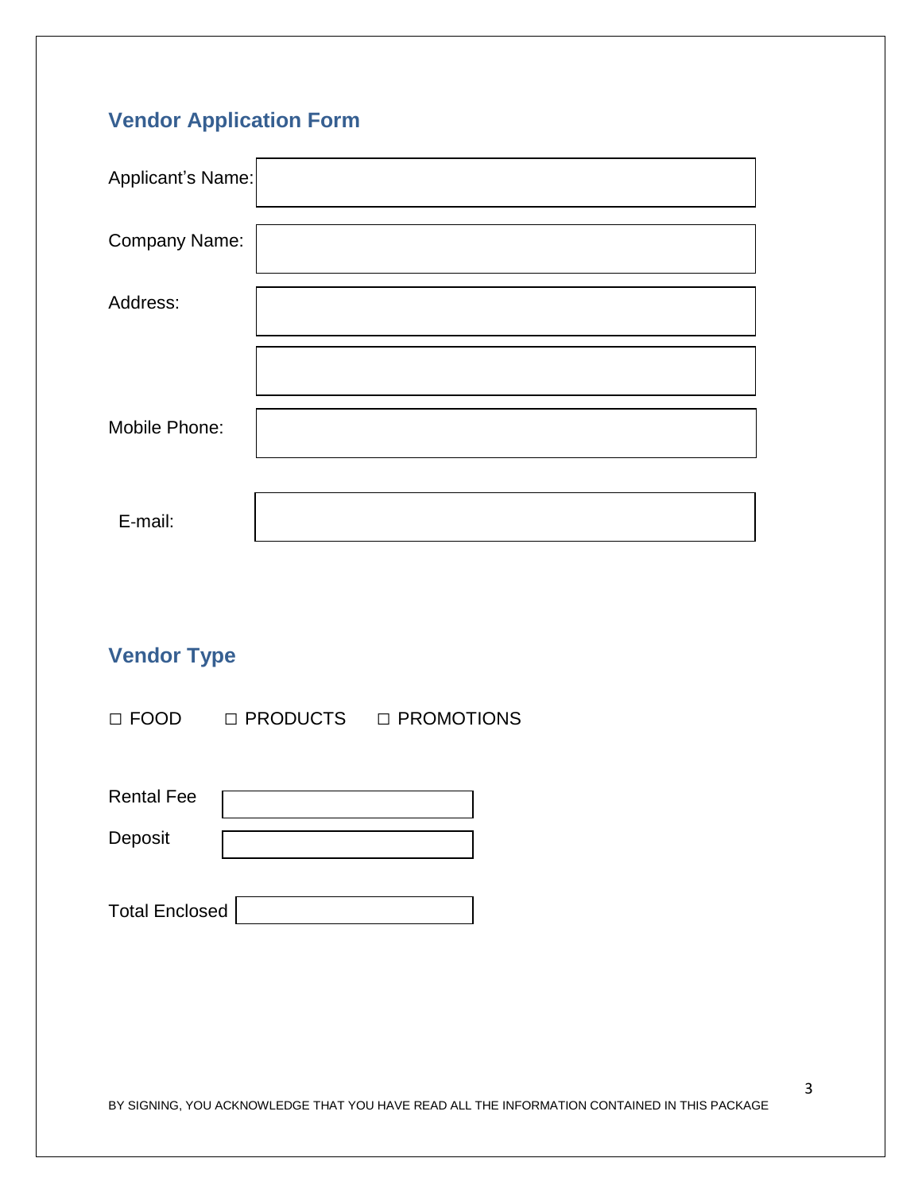## Vendor Application Form

Applicant's Name:

Company Name:

Address:

Mobile Phone:

E-mail:

## Vendor Type

☐ FOOD ☐ PRODUCTS ☐ PROMOTIONS

Rental Fee

Deposit

Total Enclosed

BY SIGNING, YOU ACKNOWLEDGE THAT YOU HAVE READ ALL THE INFORMATION CONTAINED IN THIS PACKAGE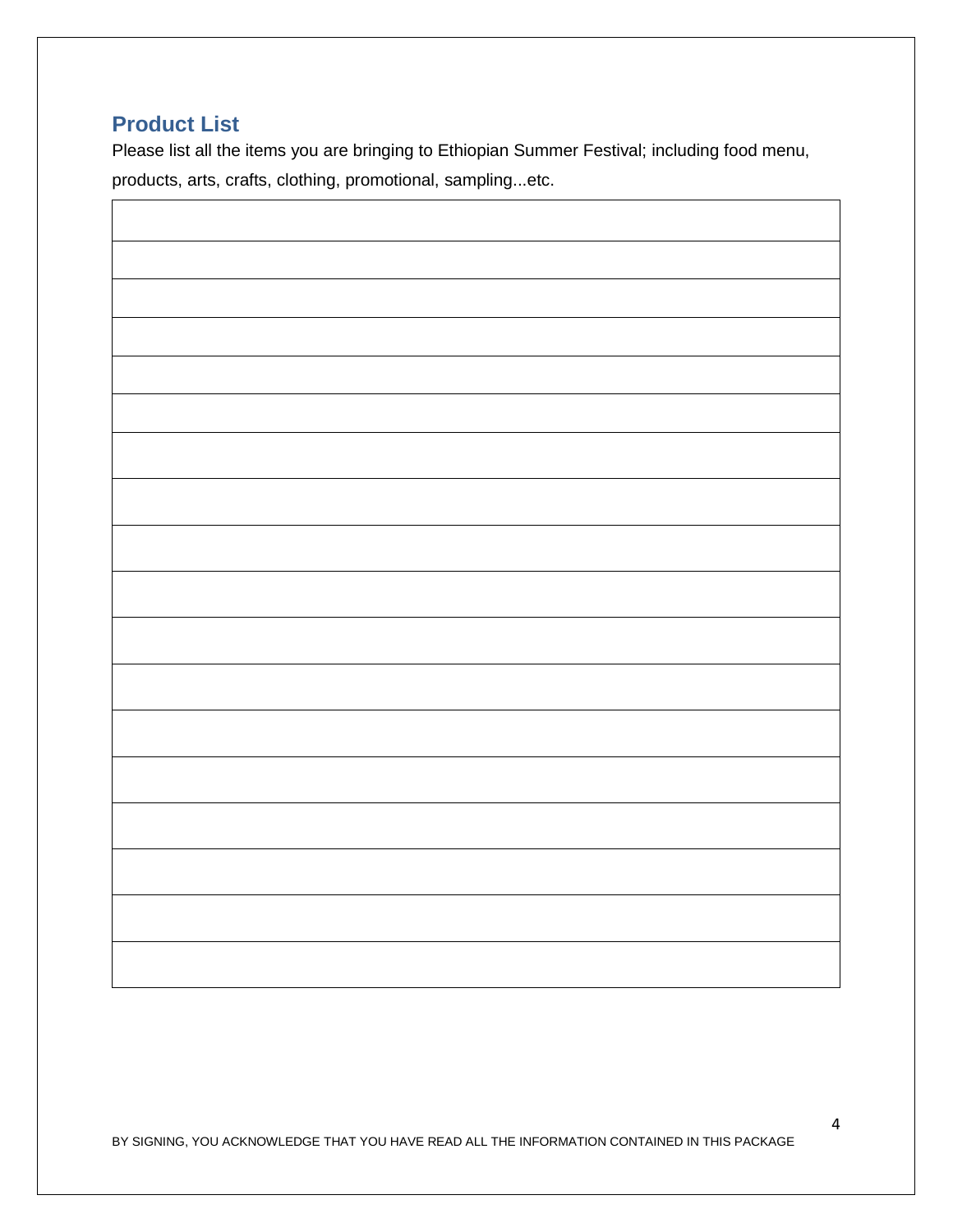## Product List

Please list all the items you are bringing to Ethiopian Summer Festival; including food menu, products, arts, crafts, clothing, promotional, sampling...etc.

| |
|---|
| |
| |
| |
| |
| |
| |
| |
| |
| |
| |
| |
| |
| |
| |
| |
| |

BY SIGNING, YOU ACKNOWLEDGE THAT YOU HAVE READ ALL THE INFORMATION CONTAINED IN THIS PACKAGE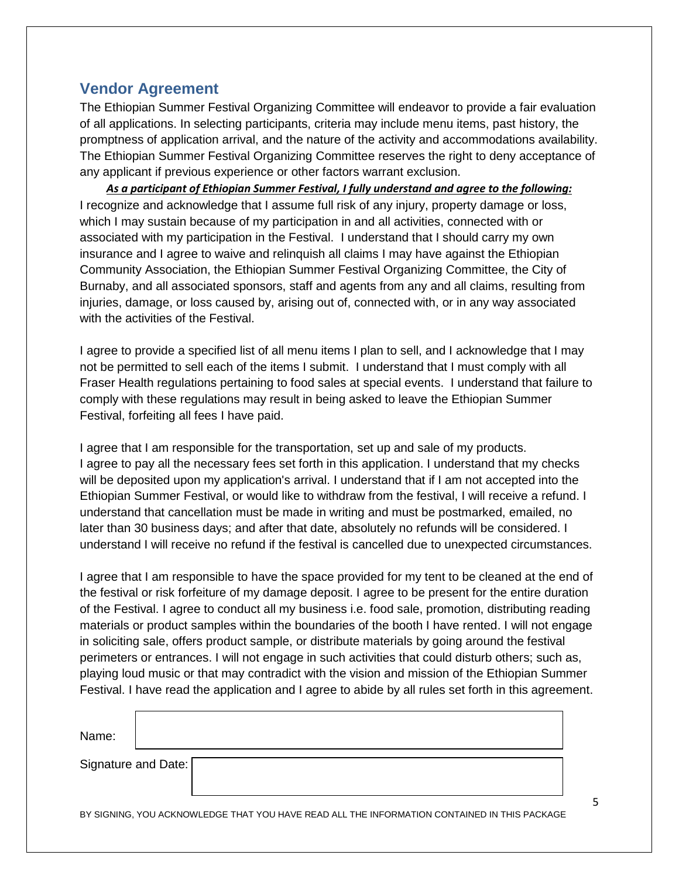## Vendor Agreement

The Ethiopian Summer Festival Organizing Committee will endeavor to provide a fair evaluation of all applications. In selecting participants, criteria may include menu items, past history, the promptness of application arrival, and the nature of the activity and accommodations availability. The Ethiopian Summer Festival Organizing Committee reserves the right to deny acceptance of any applicant if previous experience or other factors warrant exclusion.

***As a participant of Ethiopian Summer Festival, I fully understand and agree to the following:***

I recognize and acknowledge that I assume full risk of any injury, property damage or loss, which I may sustain because of my participation in and all activities, connected with or associated with my participation in the Festival. I understand that I should carry my own insurance and I agree to waive and relinquish all claims I may have against the Ethiopian Community Association, the Ethiopian Summer Festival Organizing Committee, the City of Burnaby, and all associated sponsors, staff and agents from any and all claims, resulting from injuries, damage, or loss caused by, arising out of, connected with, or in any way associated with the activities of the Festival.

I agree to provide a specified list of all menu items I plan to sell, and I acknowledge that I may not be permitted to sell each of the items I submit. I understand that I must comply with all Fraser Health regulations pertaining to food sales at special events. I understand that failure to comply with these regulations may result in being asked to leave the Ethiopian Summer Festival, forfeiting all fees I have paid.

I agree that I am responsible for the transportation, set up and sale of my products. I agree to pay all the necessary fees set forth in this application. I understand that my checks will be deposited upon my application's arrival. I understand that if I am not accepted into the Ethiopian Summer Festival, or would like to withdraw from the festival, I will receive a refund. I understand that cancellation must be made in writing and must be postmarked, emailed, no later than 30 business days; and after that date, absolutely no refunds will be considered. I understand I will receive no refund if the festival is cancelled due to unexpected circumstances.

I agree that I am responsible to have the space provided for my tent to be cleaned at the end of the festival or risk forfeiture of my damage deposit. I agree to be present for the entire duration of the Festival. I agree to conduct all my business i.e. food sale, promotion, distributing reading materials or product samples within the boundaries of the booth I have rented. I will not engage in soliciting sale, offers product sample, or distribute materials by going around the festival perimeters or entrances. I will not engage in such activities that could disturb others; such as, playing loud music or that may contradict with the vision and mission of the Ethiopian Summer Festival. I have read the application and I agree to abide by all rules set forth in this agreement.

Name:

Signature and Date:

BY SIGNING, YOU ACKNOWLEDGE THAT YOU HAVE READ ALL THE INFORMATION CONTAINED IN THIS PACKAGE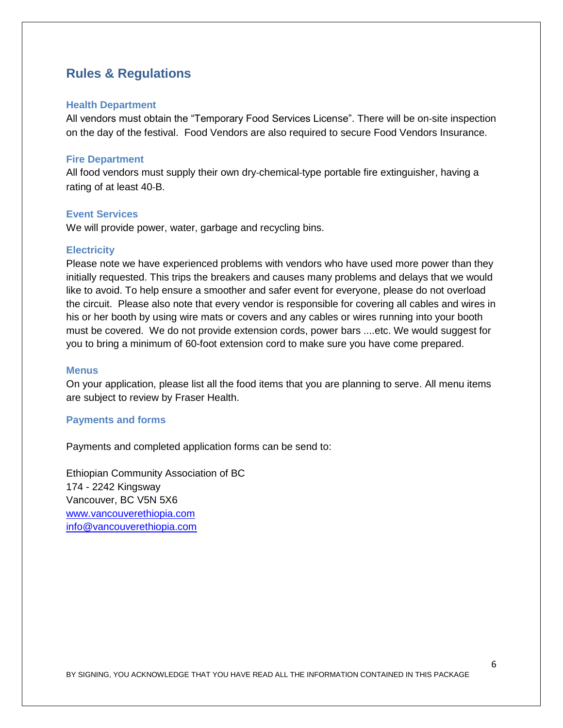## Rules & Regulations

### Health Department

All vendors must obtain the "Temporary Food Services License". There will be on-site inspection on the day of the festival. Food Vendors are also required to secure Food Vendors Insurance.

### Fire Department

All food vendors must supply their own dry-chemical-type portable fire extinguisher, having a rating of at least 40-B.

### Event Services

We will provide power, water, garbage and recycling bins.

### Electricity

Please note we have experienced problems with vendors who have used more power than they initially requested. This trips the breakers and causes many problems and delays that we would like to avoid. To help ensure a smoother and safer event for everyone, please do not overload the circuit. Please also note that every vendor is responsible for covering all cables and wires in his or her booth by using wire mats or covers and any cables or wires running into your booth must be covered. We do not provide extension cords, power bars ....etc. We would suggest for you to bring a minimum of 60-foot extension cord to make sure you have come prepared.

### Menus

On your application, please list all the food items that you are planning to serve. All menu items are subject to review by Fraser Health.

### Payments and forms

Payments and completed application forms can be send to:

Ethiopian Community Association of BC
174 - 2242 Kingsway
Vancouver, BC V5N 5X6
[www.vancouverethiopia.com](http://www.vancouverethiopia.com)
[info@vancouverethiopia.com](mailto:info@vancouverethiopia.com)

BY SIGNING, YOU ACKNOWLEDGE THAT YOU HAVE READ ALL THE INFORMATION CONTAINED IN THIS PACKAGE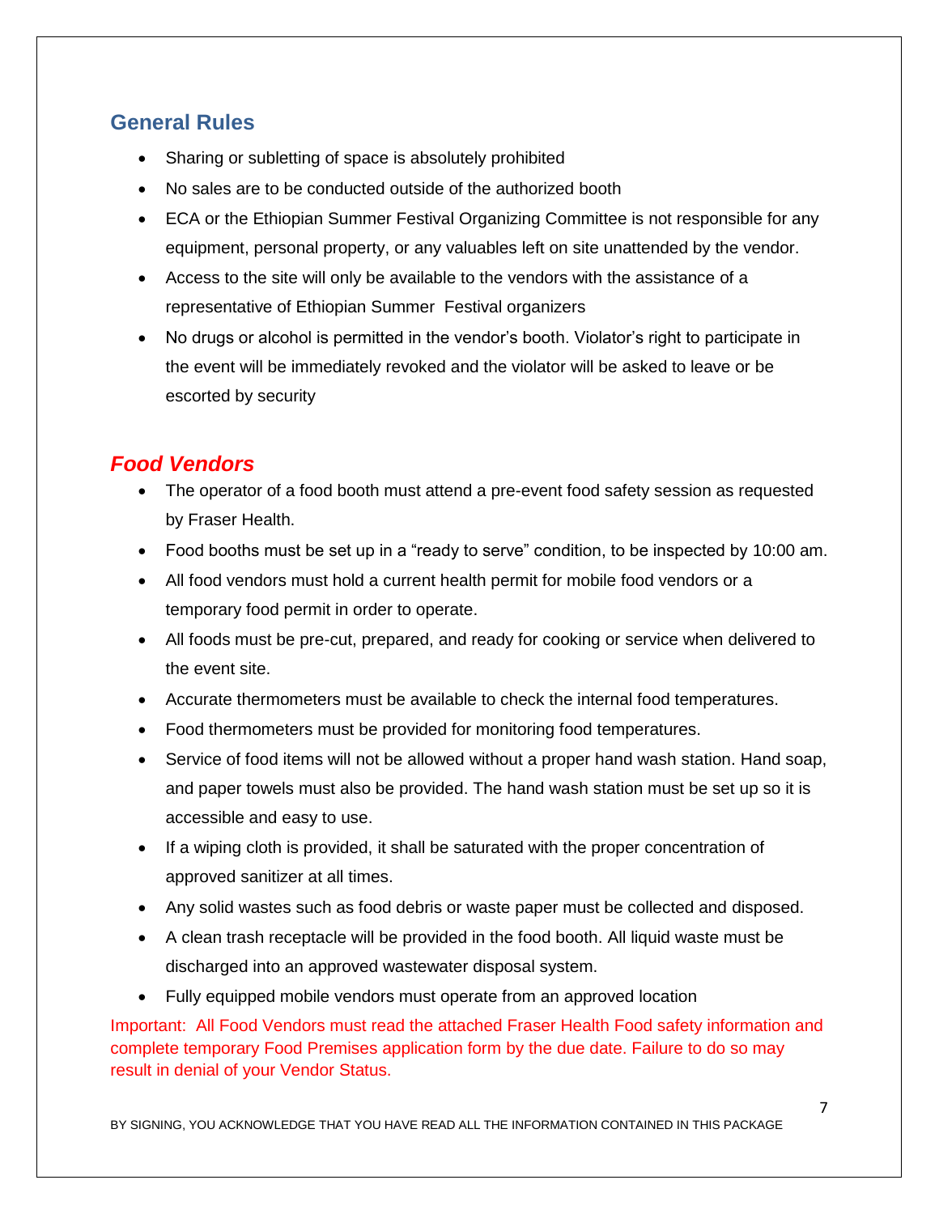## General Rules

- Sharing or subletting of space is absolutely prohibited
- No sales are to be conducted outside of the authorized booth
- ECA or the Ethiopian Summer Festival Organizing Committee is not responsible for any equipment, personal property, or any valuables left on site unattended by the vendor.
- Access to the site will only be available to the vendors with the assistance of a representative of Ethiopian Summer Festival organizers
- No drugs or alcohol is permitted in the vendor's booth. Violator's right to participate in the event will be immediately revoked and the violator will be asked to leave or be escorted by security

## *Food Vendors*

- The operator of a food booth must attend a pre-event food safety session as requested by Fraser Health.
- Food booths must be set up in a "ready to serve" condition, to be inspected by 10:00 am.
- All food vendors must hold a current health permit for mobile food vendors or a temporary food permit in order to operate.
- All foods must be pre-cut, prepared, and ready for cooking or service when delivered to the event site.
- Accurate thermometers must be available to check the internal food temperatures.
- Food thermometers must be provided for monitoring food temperatures.
- Service of food items will not be allowed without a proper hand wash station. Hand soap, and paper towels must also be provided. The hand wash station must be set up so it is accessible and easy to use.
- If a wiping cloth is provided, it shall be saturated with the proper concentration of approved sanitizer at all times.
- Any solid wastes such as food debris or waste paper must be collected and disposed.
- A clean trash receptacle will be provided in the food booth. All liquid waste must be discharged into an approved wastewater disposal system.
- Fully equipped mobile vendors must operate from an approved location

Important: All Food Vendors must read the attached Fraser Health Food safety information and complete temporary Food Premises application form by the due date. Failure to do so may result in denial of your Vendor Status.

BY SIGNING, YOU ACKNOWLEDGE THAT YOU HAVE READ ALL THE INFORMATION CONTAINED IN THIS PACKAGE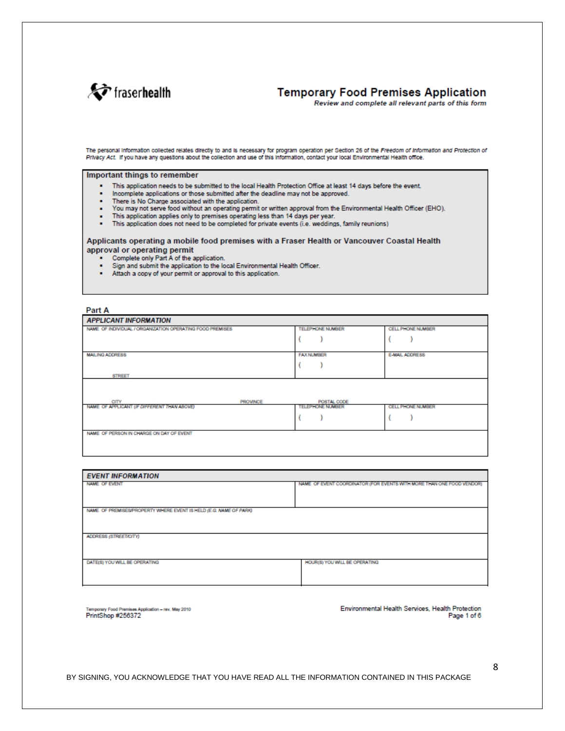fraserhealth

# Temporary Food Premises Application

***Review and complete all relevant parts of this form***

The personal information collected relates directly to and is necessary for program operation per Section 26 of the *Freedom of Information and Protection of Privacy Act*. If you have any questions about the collection and use of this information, contact your local Environmental Health office.

## Important things to remember

- This application needs to be submitted to the local Health Protection Office at least 14 days before the event.
- Incomplete applications or those submitted after the deadline may not be approved.
- There is No Charge associated with the application.
- You may not serve food without an operating permit or written approval from the Environmental Health Officer (EHO).
- This application applies only to premises operating less than 14 days per year.
- This application does not need to be completed for private events (i.e. weddings, family reunions)

## Applicants operating a mobile food premises with a Fraser Health or Vancouver Coastal Health approval or operating permit

- Complete only Part A of the application.
- Sign and submit the application to the local Environmental Health Officer.
- Attach a copy of your permit or approval to this application.

## Part A

| ***APPLICANT INFORMATION*** | | |
|---|---|---|
| NAME OF INDIVIDUAL / ORGANIZATION OPERATING FOOD PREMISES | TELEPHONE NUMBER<br>(    ) | CELL PHONE NUMBER<br>(    ) |
| MAILING ADDRESS<br>STREET | FAX NUMBER<br>(    ) | E-MAIL ADDRESS |
| CITY     PROVINCE | POSTAL CODE | |
| NAME OF APPLICANT *(IF DIFFERENT THAN ABOVE)* | TELEPHONE NUMBER<br>(    ) | CELL PHONE NUMBER<br>(    ) |
| NAME OF PERSON IN CHARGE ON DAY OF EVENT | | |

| ***EVENT INFORMATION*** | |
|---|---|
| NAME OF EVENT | NAME OF EVENT COORDINATOR (FOR EVENTS WITH MORE THAN ONE FOOD VENDOR) |
| NAME OF PREMISES/PROPERTY WHERE EVENT IS HELD *(E.G. NAME OF PARK)* | |
| ADDRESS *(STREET/CITY)* | |
| DATE(S) YOU WILL BE OPERATING | HOUR(S) YOU WILL BE OPERATING |

Temporary Food Premises Application – rev. May 2010
PrintShop #256372

Environmental Health Services, Health Protection

BY SIGNING, YOU ACKNOWLEDGE THAT YOU HAVE READ ALL THE INFORMATION CONTAINED IN THIS PACKAGE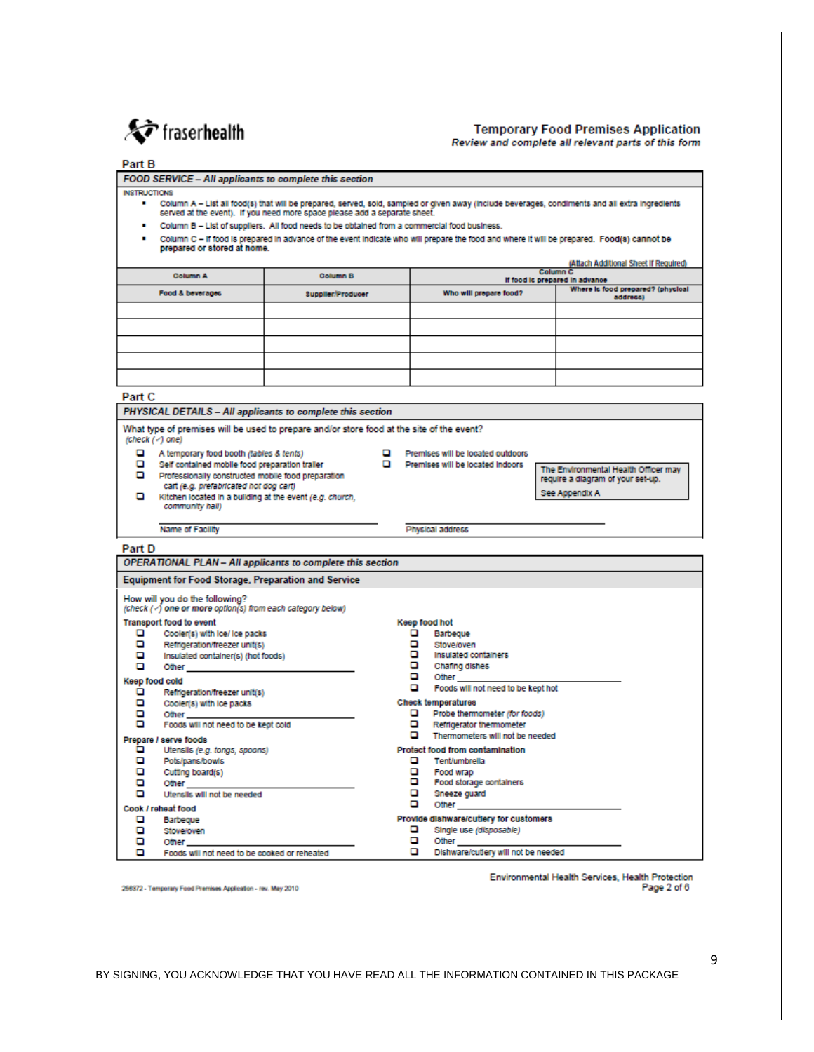**fraserhealth**

## Temporary Food Premises Application

*Review and complete all relevant parts of this form*

### Part B

**FOOD SERVICE – *All applicants to complete this section***

INSTRUCTIONS

- Column A – List all food(s) that will be prepared, served, sold, sampled or given away (include beverages, condiments and all extra ingredients served at the event). If you need more space please add a separate sheet.
- Column B – List of suppliers. All food needs to be obtained from a commercial food business.
- Column C – If food is prepared in advance of the event indicate who will prepare the food and where it will be prepared. **Food(s) cannot be prepared or stored at home.**

(Attach Additional Sheet If Required)

| Column A | Column B | Column C If food is prepared in advance | |
|---|---|---|---|
| **Food & beverages** | **Supplier/Producer** | **Who will prepare food?** | **Where is food prepared? (physical address)** |
| | | | |
| | | | |
| | | | |
| | | | |
| | | | |

### Part C

**PHYSICAL DETAILS – *All applicants to complete this section***

What type of premises will be used to prepare and/or store food at the site of the event?
*(check (✓) one)*

- ☐ A temporary food booth *(tables & tents)*
- ☐ Self contained mobile food preparation trailer
- ☐ Professionally constructed mobile food preparation cart *(e.g. prefabricated hot dog cart)*
- ☐ Kitchen located in a building at the event *(e.g. church, community hall)*

- ☐ Premises will be located outdoors
- ☐ Premises will be located indoors

The Environmental Health Officer may require a diagram of your set-up.
See Appendix A

Name of Facility ____________________ Physical address ____________________

### Part D

**OPERATIONAL PLAN – *All applicants to complete this section***

**Equipment for Food Storage, Preparation and Service**

How will you do the following?
*(check (✓) **one or more** option(s) from each category below)*

**Transport food to event**
- ☐ Cooler(s) with ice/ ice packs
- ☐ Refrigeration/freezer unit(s)
- ☐ Insulated container(s) (hot foods)
- ☐ Other ____________________

**Keep food cold**
- ☐ Refrigeration/freezer unit(s)
- ☐ Cooler(s) with ice packs
- ☐ Other ____________________
- ☐ Foods will not need to be kept cold

**Prepare / serve foods**
- ☐ Utensils *(e.g. tongs, spoons)*
- ☐ Pots/pans/bowls
- ☐ Cutting board(s)
- ☐ Other ____________________
- ☐ Utensils will not be needed

**Cook / reheat food**
- ☐ Barbeque
- ☐ Stove/oven
- ☐ Other ____________________
- ☐ Foods will not need to be cooked or reheated

**Keep food hot**
- ☐ Barbeque
- ☐ Stove/oven
- ☐ Insulated containers
- ☐ Chafing dishes
- ☐ Other ____________________
- ☐ Foods will not need to be kept hot

**Check temperatures**
- ☐ Probe thermometer *(for foods)*
- ☐ Refrigerator thermometer
- ☐ Thermometers will not be needed

**Protect food from contamination**
- ☐ Tent/umbrella
- ☐ Food wrap
- ☐ Food storage containers
- ☐ Sneeze guard
- ☐ Other ____________________

**Provide dishware/cutlery for customers**
- ☐ Single use *(disposable)*
- ☐ Other ____________________
- ☐ Dishware/cutlery will not be needed

256372 - Temporary Food Premises Application - rev. May 2010

Environmental Health Services, Health Protection

BY SIGNING, YOU ACKNOWLEDGE THAT YOU HAVE READ ALL THE INFORMATION CONTAINED IN THIS PACKAGE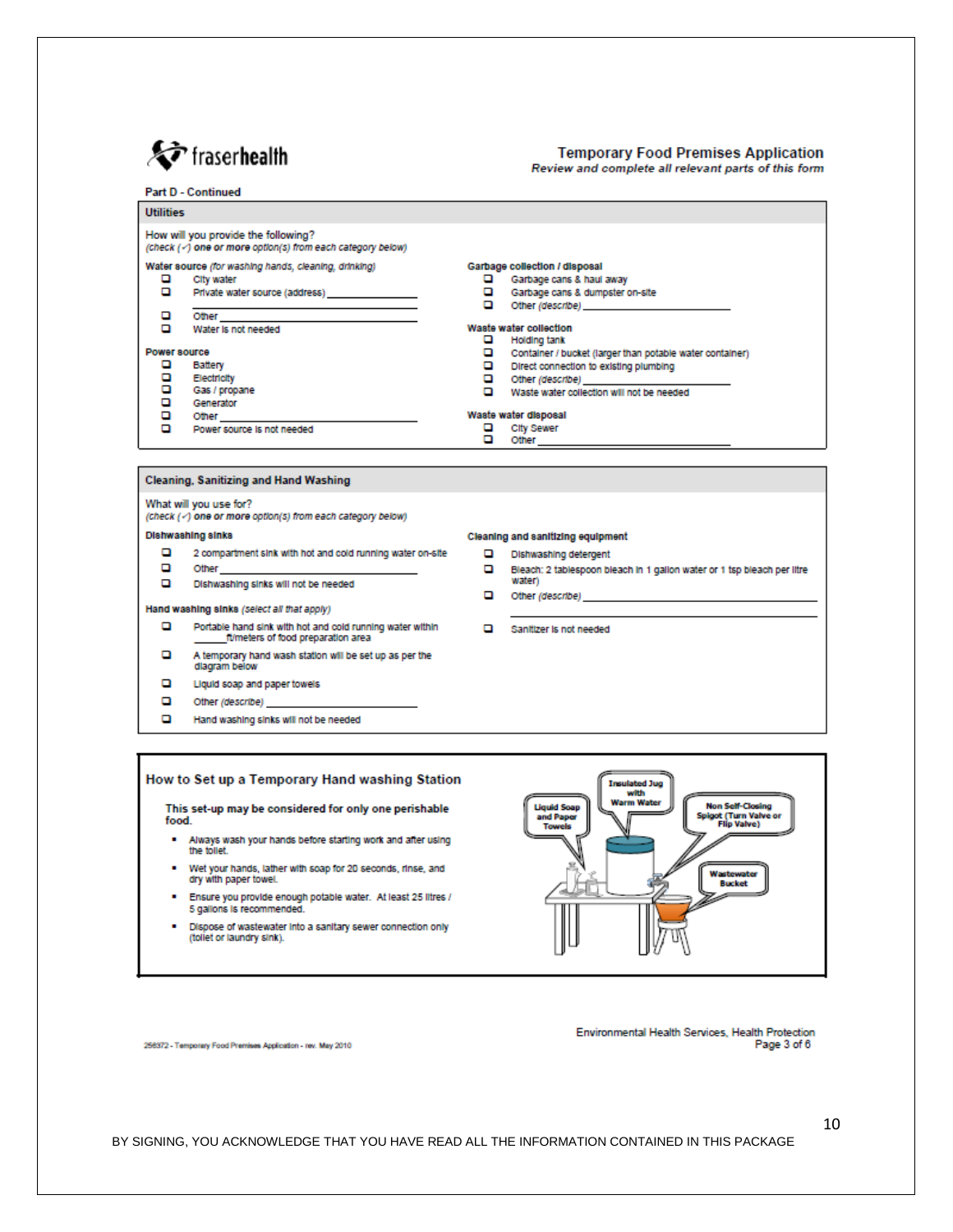**fraserhealth**

**Temporary Food Premises Application**
*Review and complete all relevant parts of this form*

**Part D - Continued**

## Utilities

How will you provide the following?
*(check (✓) **one or more** option(s) from each category below)*

**Water source** *(for washing hands, cleaning, drinking)*

- ❑ City water
- ❑ Private water source (address) ______________________
- ❑ Other ______________________
- ❑ Water is not needed

**Power source**

- ❑ Battery
- ❑ Electricity
- ❑ Gas / propane
- ❑ Generator
- ❑ Other ______________________
- ❑ Power source is not needed

**Garbage collection / disposal**

- ❑ Garbage cans & haul away
- ❑ Garbage cans & dumpster on-site
- ❑ Other *(describe)* ______________________

**Waste water collection**

- ❑ Holding tank
- ❑ Container / bucket (larger than potable water container)
- ❑ Direct connection to existing plumbing
- ❑ Other *(describe)* ______________________
- ❑ Waste water collection will not be needed

**Waste water disposal**

- ❑ City Sewer
- ❑ Other ______________________

## Cleaning, Sanitizing and Hand Washing

What will you use for?
*(check (✓) **one or more** option(s) from each category below)*

**Dishwashing sinks**

- ❑ 2 compartment sink with hot and cold running water on-site
- ❑ Other ______________________
- ❑ Dishwashing sinks will not be needed

**Hand washing sinks** *(select all that apply)*

- ❑ Portable hand sink with hot and cold running water within ______ft/meters of food preparation area
- ❑ A temporary hand wash station will be set up as per the diagram below
- ❑ Liquid soap and paper towels
- ❑ Other *(describe)* ______________________
- ❑ Hand washing sinks will not be needed

**Cleaning and sanitizing equipment**

- ❑ Dishwashing detergent
- ❑ Bleach: 2 tablespoon bleach in 1 gallon water or 1 tsp bleach per litre water)
- ❑ Other *(describe)* ______________________
- ❑ Sanitizer is not needed

## How to Set up a Temporary Hand washing Station

**This set-up may be considered for only one perishable food.**

- Always wash your hands before starting work and after using the toilet.
- Wet your hands, lather with soap for 20 seconds, rinse, and dry with paper towel.
- Ensure you provide enough potable water. At least 25 litres / 5 gallons is recommended.
- Dispose of wastewater into a sanitary sewer connection only (toilet or laundry sink).

Insulated Jug with Warm Water
Liquid Soap and Paper Towels
Non Self-Closing Spigot (Turn Valve or Flip Valve)
Wastewater Bucket

256372 - Temporary Food Premises Application - rev. May 2010

Environmental Health Services, Health Protection
Page 3 of 6

BY SIGNING, YOU ACKNOWLEDGE THAT YOU HAVE READ ALL THE INFORMATION CONTAINED IN THIS PACKAGE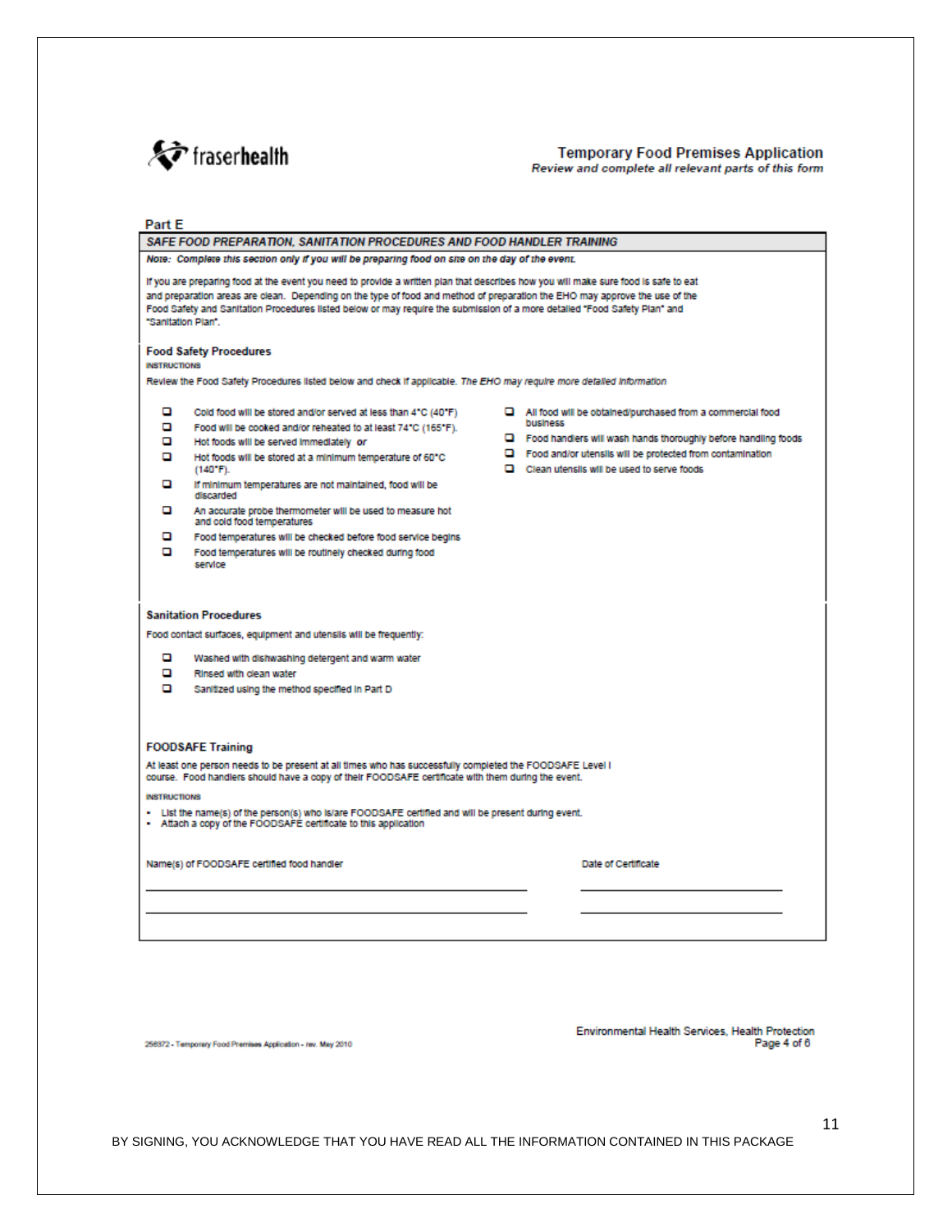fraserhealth

**Temporary Food Premises Application**
*Review and complete all relevant parts of this form*

## Part E

### SAFE FOOD PREPARATION, SANITATION PROCEDURES AND FOOD HANDLER TRAINING

*Note: Complete this section only if you will be preparing food on site on the day of the event.*

If you are preparing food at the event you need to provide a written plan that describes how you will make sure food is safe to eat and preparation areas are clean. Depending on the type of food and method of preparation the EHO may approve the use of the Food Safety and Sanitation Procedures listed below or may require the submission of a more detailed "Food Safety Plan" and "Sanitation Plan".

### Food Safety Procedures

INSTRUCTIONS

Review the Food Safety Procedures listed below and check if applicable. *The EHO may require more detailed information*

- ☐ Cold food will be stored and/or served at less than 4°C (40°F)
- ☐ Food will be cooked and/or reheated to at least 74°C (165°F).
- ☐ Hot foods will be served immediately *or*
- ☐ Hot foods will be stored at a minimum temperature of 60°C (140°F).
- ☐ If minimum temperatures are not maintained, food will be discarded
- ☐ An accurate probe thermometer will be used to measure hot and cold food temperatures
- ☐ Food temperatures will be checked before food service begins
- ☐ Food temperatures will be routinely checked during food service
- ☐ All food will be obtained/purchased from a commercial food business
- ☐ Food handlers will wash hands thoroughly before handling foods
- ☐ Food and/or utensils will be protected from contamination
- ☐ Clean utensils will be used to serve foods

### Sanitation Procedures

Food contact surfaces, equipment and utensils will be frequently:

- ☐ Washed with dishwashing detergent and warm water
- ☐ Rinsed with clean water
- ☐ Sanitized using the method specified in Part D

### FOODSAFE Training

At least one person needs to be present at all times who has successfully completed the FOODSAFE Level I course. Food handlers should have a copy of their FOODSAFE certificate with them during the event.

INSTRUCTIONS

- List the name(s) of the person(s) who is/are FOODSAFE certified and will be present during event.
- Attach a copy of the FOODSAFE certificate to this application

| Name(s) of FOODSAFE certified food handler | Date of Certificate |
| --- | --- |
| | |
| | |

256372 - Temporary Food Premises Application - rev. May 2010

Environmental Health Services, Health Protection

BY SIGNING, YOU ACKNOWLEDGE THAT YOU HAVE READ ALL THE INFORMATION CONTAINED IN THIS PACKAGE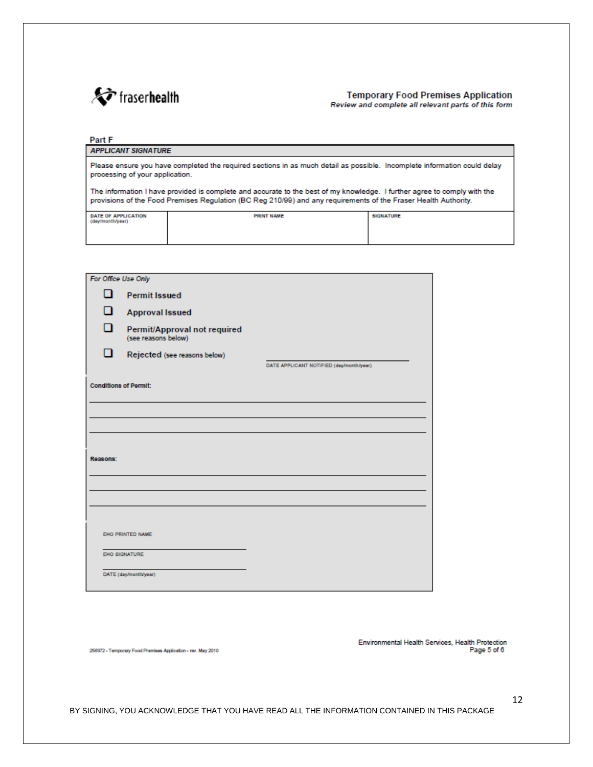fraserhealth

## Temporary Food Premises Application

*Review and complete all relevant parts of this form*

### Part F

| ***APPLICANT SIGNATURE*** | | |
|---|---|---|
| Please ensure you have completed the required sections in as much detail as possible. Incomplete information could delay processing of your application. The information I have provided is complete and accurate to the best of my knowledge. I further agree to comply with the provisions of the Food Premises Regulation (BC Reg 210/99) and any requirements of the Fraser Health Authority. | | |
| DATE OF APPLICATION (day/month/year) | PRINT NAME | SIGNATURE |
| | | |

*For Office Use Only*

- ☐ **Permit Issued**
- ☐ **Approval Issued**
- ☐ **Permit/Approval not required** (see reasons below)
- ☐ **Rejected** (see reasons below)

DATE APPLICANT NOTIFIED (day/month/year) \_\_\_\_\_\_\_\_\_\_\_\_\_\_\_\_\_\_\_\_

**Conditions of Permit:**

\_\_\_\_\_\_\_\_\_\_\_\_\_\_\_\_\_\_\_\_\_\_\_\_\_\_\_\_\_\_\_\_\_\_\_\_\_\_\_\_

\_\_\_\_\_\_\_\_\_\_\_\_\_\_\_\_\_\_\_\_\_\_\_\_\_\_\_\_\_\_\_\_\_\_\_\_\_\_\_\_

\_\_\_\_\_\_\_\_\_\_\_\_\_\_\_\_\_\_\_\_\_\_\_\_\_\_\_\_\_\_\_\_\_\_\_\_\_\_\_\_

**Reasons:**

\_\_\_\_\_\_\_\_\_\_\_\_\_\_\_\_\_\_\_\_\_\_\_\_\_\_\_\_\_\_\_\_\_\_\_\_\_\_\_\_

\_\_\_\_\_\_\_\_\_\_\_\_\_\_\_\_\_\_\_\_\_\_\_\_\_\_\_\_\_\_\_\_\_\_\_\_\_\_\_\_

\_\_\_\_\_\_\_\_\_\_\_\_\_\_\_\_\_\_\_\_\_\_\_\_\_\_\_\_\_\_\_\_\_\_\_\_\_\_\_\_

EHO PRINTED NAME

\_\_\_\_\_\_\_\_\_\_\_\_\_\_\_\_\_\_\_\_

EHO SIGNATURE

\_\_\_\_\_\_\_\_\_\_\_\_\_\_\_\_\_\_\_\_

DATE (day/month/year)

256372 - Temporary Food Premises Application - rev. May 2010

Environmental Health Services, Health Protection

BY SIGNING, YOU ACKNOWLEDGE THAT YOU HAVE READ ALL THE INFORMATION CONTAINED IN THIS PACKAGE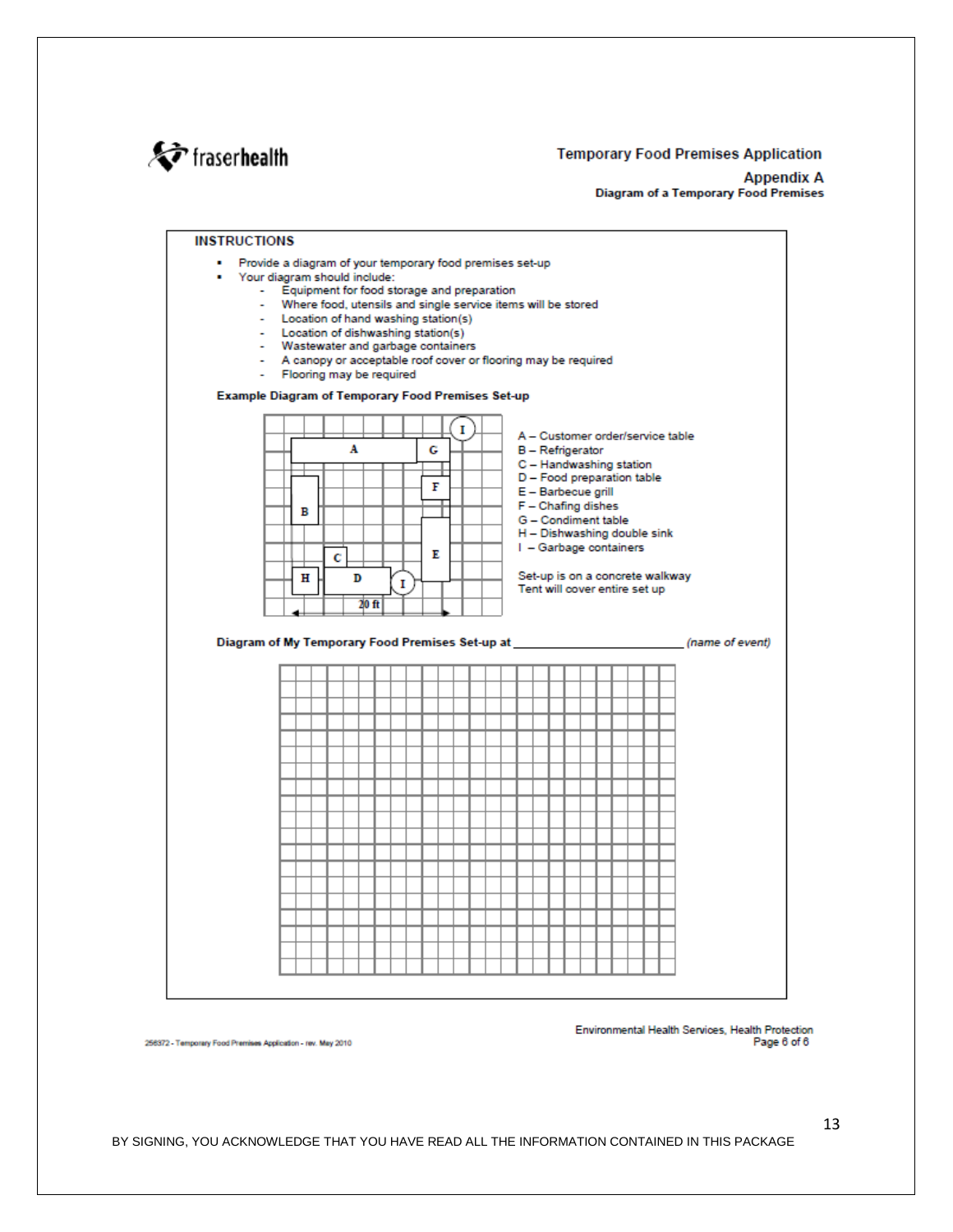fraserhealth

## Temporary Food Premises Application

### Appendix A
**Diagram of a Temporary Food Premises**

### INSTRUCTIONS

- Provide a diagram of your temporary food premises set-up
- Your diagram should include:
  - Equipment for food storage and preparation
  - Where food, utensils and single service items will be stored
  - Location of hand washing station(s)
  - Location of dishwashing station(s)
  - Wastewater and garbage containers
  - A canopy or acceptable roof cover or flooring may be required
  - Flooring may be required

**Example Diagram of Temporary Food Premises Set-up**

A
G
I
F
B
E
C
H
D
I
20 ft

A – Customer order/service table
B – Refrigerator
C – Handwashing station
D – Food preparation table
E – Barbecue grill
F – Chafing dishes
G – Condiment table
H – Dishwashing double sink
I – Garbage containers

Set-up is on a concrete walkway
Tent will cover entire set up

**Diagram of My Temporary Food Premises Set-up at** \_\_\_\_\_\_\_\_\_\_\_\_\_\_\_\_\_\_\_\_\_\_\_\_ *(name of event)*

256372 - Temporary Food Premises Application - rev. May 2010

Environmental Health Services, Health Protection

BY SIGNING, YOU ACKNOWLEDGE THAT YOU HAVE READ ALL THE INFORMATION CONTAINED IN THIS PACKAGE